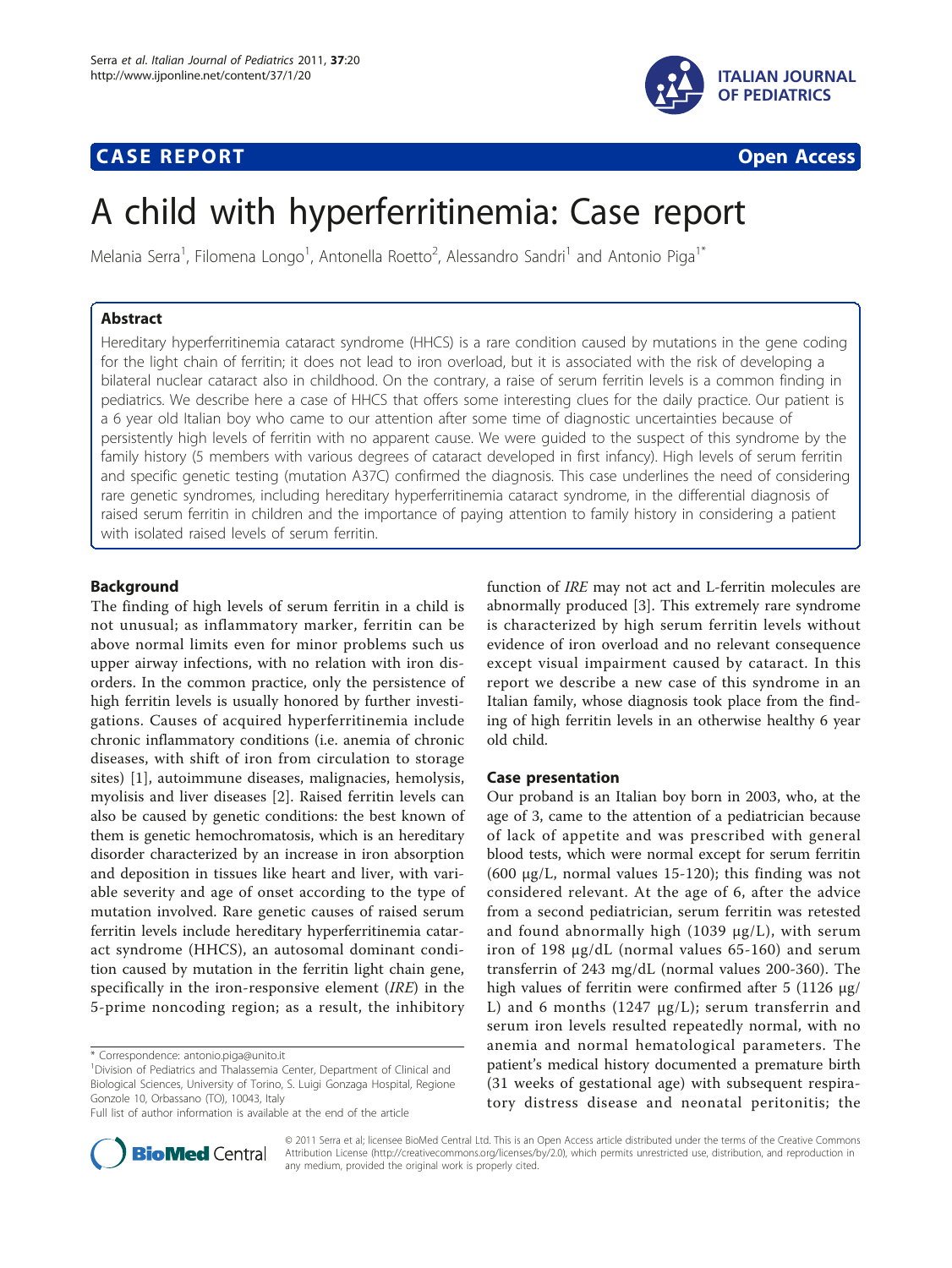CASE REPORT **Open Access**

# A child with hyperferritinemia: Case report

Melania Serra[1], Filomena Longo[1], Antonella Roetto[2], Alessandro Sandri[1] and Antonio Piga[1*]

## Abstract

Hereditary hyperferritinemia cataract syndrome (HHCS) is a rare condition caused by mutations in the gene coding for the light chain of ferritin; it does not lead to iron overload, but it is associated with the risk of developing a bilateral nuclear cataract also in childhood. On the contrary, a raise of serum ferritin levels is a common finding in pediatrics. We describe here a case of HHCS that offers some interesting clues for the daily practice. Our patient is a 6 year old Italian boy who came to our attention after some time of diagnostic uncertainties because of persistently high levels of ferritin with no apparent cause. We were guided to the suspect of this syndrome by the family history (5 members with various degrees of cataract developed in first infancy). High levels of serum ferritin and specific genetic testing (mutation A37C) confirmed the diagnosis. This case underlines the need of considering rare genetic syndromes, including hereditary hyperferritinemia cataract syndrome, in the differential diagnosis of raised serum ferritin in children and the importance of paying attention to family history in considering a patient with isolated raised levels of serum ferritin.

## Background

The finding of high levels of serum ferritin in a child is not unusual; as inflammatory marker, ferritin can be above normal limits even for minor problems such us upper airway infections, with no relation with iron disorders. In the common practice, only the persistence of high ferritin levels is usually honored by further investigations. Causes of acquired hyperferritinemia include chronic inflammatory conditions (i.e. anemia of chronic diseases, with shift of iron from circulation to storage sites) [1], autoimmune diseases, malignacies, hemolysis, myolisis and liver diseases [2]. Raised ferritin levels can also be caused by genetic conditions: the best known of them is genetic hemochromatosis, which is an hereditary disorder characterized by an increase in iron absorption and deposition in tissues like heart and liver, with variable severity and age of onset according to the type of mutation involved. Rare genetic causes of raised serum ferritin levels include hereditary hyperferritinemia cataract syndrome (HHCS), an autosomal dominant condition caused by mutation in the ferritin light chain gene, specifically in the iron-responsive element (*IRE*) in the 5-prime noncoding region; as a result, the inhibitory function of *IRE* may not act and L-ferritin molecules are abnormally produced [3]. This extremely rare syndrome is characterized by high serum ferritin levels without evidence of iron overload and no relevant consequence except visual impairment caused by cataract. In this report we describe a new case of this syndrome in an Italian family, whose diagnosis took place from the finding of high ferritin levels in an otherwise healthy 6 year old child.

## Case presentation

Our proband is an Italian boy born in 2003, who, at the age of 3, came to the attention of a pediatrician because of lack of appetite and was prescribed with general blood tests, which were normal except for serum ferritin (600 μg/L, normal values 15-120); this finding was not considered relevant. At the age of 6, after the advice from a second pediatrician, serum ferritin was retested and found abnormally high (1039 μg/L), with serum iron of 198 μg/dL (normal values 65-160) and serum transferrin of 243 mg/dL (normal values 200-360). The high values of ferritin were confirmed after 5 (1126 μg/L) and 6 months (1247 μg/L); serum transferrin and serum iron levels resulted repeatedly normal, with no anemia and normal hematological parameters. The patient's medical history documented a premature birth (31 weeks of gestational age) with subsequent respiratory distress disease and neonatal peritonitis; the

\* Correspondence: antonio.piga@unito.it
[1]Division of Pediatrics and Thalassemia Center, Department of Clinical and Biological Sciences, University of Torino, S. Luigi Gonzaga Hospital, Regione Gonzole 10, Orbassano (TO), 10043, Italy
Full list of author information is available at the end of the article

© 2011 Serra et al; licensee BioMed Central Ltd. This is an Open Access article distributed under the terms of the Creative Commons Attribution License (http://creativecommons.org/licenses/by/2.0), which permits unrestricted use, distribution, and reproduction in any medium, provided the original work is properly cited.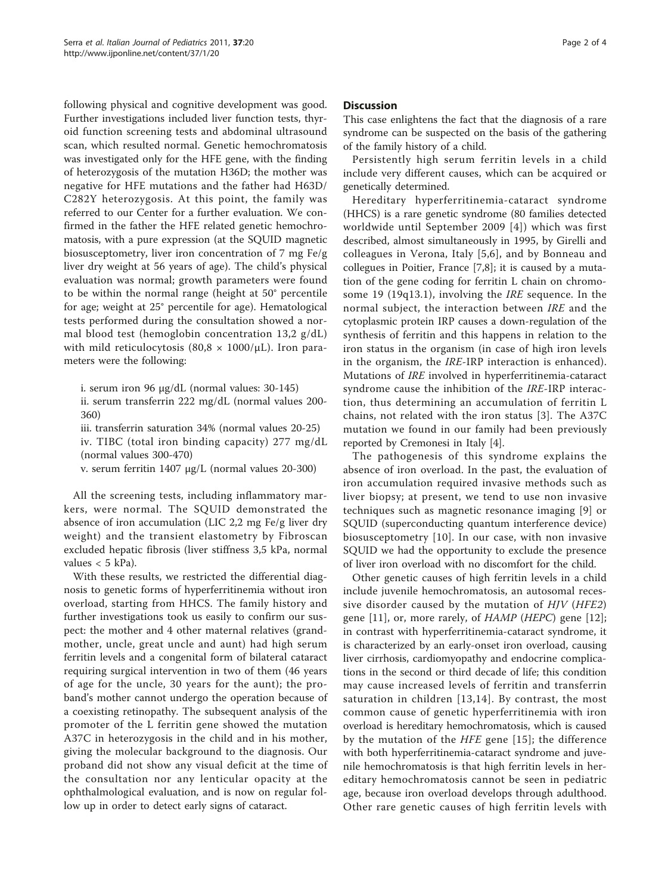following physical and cognitive development was good. Further investigations included liver function tests, thyroid function screening tests and abdominal ultrasound scan, which resulted normal. Genetic hemochromatosis was investigated only for the HFE gene, with the finding of heterozygosis of the mutation H36D; the mother was negative for HFE mutations and the father had H63D/C282Y heterozygosis. At this point, the family was referred to our Center for a further evaluation. We confirmed in the father the HFE related genetic hemochromatosis, with a pure expression (at the SQUID magnetic biosusceptometry, liver iron concentration of 7 mg Fe/g liver dry weight at 56 years of age). The child's physical evaluation was normal; growth parameters were found to be within the normal range (height at 50° percentile for age; weight at 25° percentile for age). Hematological tests performed during the consultation showed a normal blood test (hemoglobin concentration 13,2 g/dL) with mild reticulocytosis (80,8 × 1000/μL). Iron parameters were the following:

i. serum iron 96 μg/dL (normal values: 30-145)
ii. serum transferrin 222 mg/dL (normal values 200-360)
iii. transferrin saturation 34% (normal values 20-25)
iv. TIBC (total iron binding capacity) 277 mg/dL (normal values 300-470)
v. serum ferritin 1407 μg/L (normal values 20-300)

All the screening tests, including inflammatory markers, were normal. The SQUID demonstrated the absence of iron accumulation (LIC 2,2 mg Fe/g liver dry weight) and the transient elastometry by Fibroscan excluded hepatic fibrosis (liver stiffness 3,5 kPa, normal values < 5 kPa).

With these results, we restricted the differential diagnosis to genetic forms of hyperferritinemia without iron overload, starting from HHCS. The family history and further investigations took us easily to confirm our suspect: the mother and 4 other maternal relatives (grandmother, uncle, great uncle and aunt) had high serum ferritin levels and a congenital form of bilateral cataract requiring surgical intervention in two of them (46 years of age for the uncle, 30 years for the aunt); the proband's mother cannot undergo the operation because of a coexisting retinopathy. The subsequent analysis of the promoter of the L ferritin gene showed the mutation A37C in heterozygosis in the child and in his mother, giving the molecular background to the diagnosis. Our proband did not show any visual deficit at the time of the consultation nor any lenticular opacity at the ophthalmological evaluation, and is now on regular follow up in order to detect early signs of cataract.

## Discussion

This case enlightens the fact that the diagnosis of a rare syndrome can be suspected on the basis of the gathering of the family history of a child.

Persistently high serum ferritin levels in a child include very different causes, which can be acquired or genetically determined.

Hereditary hyperferritinemia-cataract syndrome (HHCS) is a rare genetic syndrome (80 families detected worldwide until September 2009 [4]) which was first described, almost simultaneously in 1995, by Girelli and colleagues in Verona, Italy [5,6], and by Bonneau and collegues in Poitier, France [7,8]; it is caused by a mutation of the gene coding for ferritin L chain on chromosome 19 (19q13.1), involving the *IRE* sequence. In the normal subject, the interaction between *IRE* and the cytoplasmic protein IRP causes a down-regulation of the synthesis of ferritin and this happens in relation to the iron status in the organism (in case of high iron levels in the organism, the *IRE*-IRP interaction is enhanced). Mutations of *IRE* involved in hyperferritinemia-cataract syndrome cause the inhibition of the *IRE*-IRP interaction, thus determining an accumulation of ferritin L chains, not related with the iron status [3]. The A37C mutation we found in our family had been previously reported by Cremonesi in Italy [4].

The pathogenesis of this syndrome explains the absence of iron overload. In the past, the evaluation of iron accumulation required invasive methods such as liver biopsy; at present, we tend to use non invasive techniques such as magnetic resonance imaging [9] or SQUID (superconducting quantum interference device) biosusceptometry [10]. In our case, with non invasive SQUID we had the opportunity to exclude the presence of liver iron overload with no discomfort for the child.

Other genetic causes of high ferritin levels in a child include juvenile hemochromatosis, an autosomal recessive disorder caused by the mutation of *HJV* (*HFE2*) gene [11], or, more rarely, of *HAMP* (*HEPC*) gene [12]; in contrast with hyperferritinemia-cataract syndrome, it is characterized by an early-onset iron overload, causing liver cirrhosis, cardiomyopathy and endocrine complications in the second or third decade of life; this condition may cause increased levels of ferritin and transferrin saturation in children [13,14]. By contrast, the most common cause of genetic hyperferritinemia with iron overload is hereditary hemochromatosis, which is caused by the mutation of the *HFE* gene [15]; the difference with both hyperferritinemia-cataract syndrome and juvenile hemochromatosis is that high ferritin levels in hereditary hemochromatosis cannot be seen in pediatric age, because iron overload develops through adulthood. Other rare genetic causes of high ferritin levels with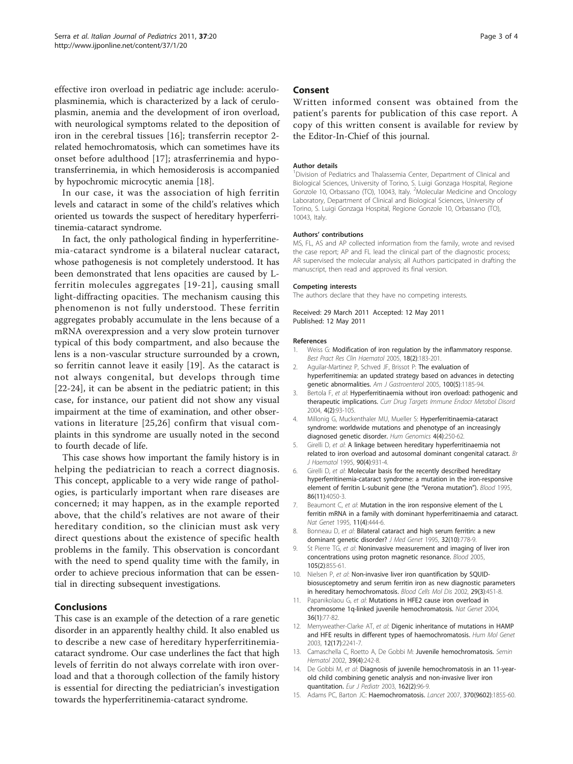effective iron overload in pediatric age include: aceruloplasminemia, which is characterized by a lack of ceruloplasmin, anemia and the development of iron overload, with neurological symptoms related to the deposition of iron in the cerebral tissues [16]; transferrin receptor 2-related hemochromatosis, which can sometimes have its onset before adulthood [17]; atrasferrinemia and hypotransferrinemia, in which hemosiderosis is accompanied by hypochromic microcytic anemia [18].

In our case, it was the association of high ferritin levels and cataract in some of the child's relatives which oriented us towards the suspect of hereditary hyperferritinemia-cataract syndrome.

In fact, the only pathological finding in hyperferritinemia-cataract syndrome is a bilateral nuclear cataract, whose pathogenesis is not completely understood. It has been demonstrated that lens opacities are caused by L-ferritin molecules aggregates [19-21], causing small light-diffracting opacities. The mechanism causing this phenomenon is not fully understood. These ferritin aggregates probably accumulate in the lens because of a mRNA overexpression and a very slow protein turnover typical of this body compartment, and also because the lens is a non-vascular structure surrounded by a crown, so ferritin cannot leave it easily [19]. As the cataract is not always congenital, but develops through time [22-24], it can be absent in the pediatric patient; in this case, for instance, our patient did not show any visual impairment at the time of examination, and other observations in literature [25,26] confirm that visual complaints in this syndrome are usually noted in the second to fourth decade of life.

This case shows how important the family history is in helping the pediatrician to reach a correct diagnosis. This concept, applicable to a very wide range of pathologies, is particularly important when rare diseases are concerned; it may happen, as in the example reported above, that the child's relatives are not aware of their hereditary condition, so the clinician must ask very direct questions about the existence of specific health problems in the family. This observation is concordant with the need to spend quality time with the family, in order to achieve precious information that can be essential in directing subsequent investigations.

## Conclusions

This case is an example of the detection of a rare genetic disorder in an apparently healthy child. It also enabled us to describe a new case of hereditary hyperferritinemia-cataract syndrome. Our case underlines the fact that high levels of ferritin do not always correlate with iron overload and that a thorough collection of the family history is essential for directing the pediatrician's investigation towards the hyperferritinemia-cataract syndrome.

## Consent

Written informed consent was obtained from the patient's parents for publication of this case report. A copy of this written consent is available for review by the Editor-In-Chief of this journal.

#### Author details

[1]Division of Pediatrics and Thalassemia Center, Department of Clinical and Biological Sciences, University of Torino, S. Luigi Gonzaga Hospital, Regione Gonzole 10, Orbassano (TO), 10043, Italy. [2]Molecular Medicine and Oncology Laboratory, Department of Clinical and Biological Sciences, University of Torino, S. Luigi Gonzaga Hospital, Regione Gonzole 10, Orbassano (TO), 10043, Italy.

#### Authors' contributions

MS, FL, AS and AP collected information from the family, wrote and revised the case report; AP and FL lead the clinical part of the diagnostic process; AR supervised the molecular analysis; all Authors participated in drafting the manuscript, then read and approved its final version.

#### Competing interests

The authors declare that they have no competing interests.

Received: 29 March 2011 Accepted: 12 May 2011
Published: 12 May 2011

#### References

1. Weiss G: **Modification of iron regulation by the inflammatory response.** *Best Pract Res Clin Haematol* 2005, **18(2)**:183-201.
2. Aguilar-Martinez P, Schved JF, Brissot P: **The evaluation of hyperferritinemia: an updated strategy based on advances in detecting genetic abnormalities.** *Am J Gastroenterol* 2005, **100(5)**:1185-94.
3. Bertola F, *et al*: **Hyperferritinaemia without iron overload: pathogenic and therapeutic implications.** *Curr Drug Targets Immune Endocr Metabol Disord* 2004, **4(2)**:93-105.
4. Millonig G, Muckenthaler MU, Mueller S: **Hyperferritinaemia-cataract syndrome: worldwide mutations and phenotype of an increasingly diagnosed genetic disorder.** *Hum Genomics* **4(4)**:250-62.
5. Girelli D, *et al*: **A linkage between hereditary hyperferritinaemia not related to iron overload and autosomal dominant congenital cataract.** *Br J Haematol* 1995, **90(4)**:931-4.
6. Girelli D, *et al*: **Molecular basis for the recently described hereditary hyperferritinemia-cataract syndrome: a mutation in the iron-responsive element of ferritin L-subunit gene (the "Verona mutation").** *Blood* 1995, **86(11)**:4050-3.
7. Beaumont C, *et al*: **Mutation in the iron responsive element of the L ferritin mRNA in a family with dominant hyperferritinaemia and cataract.** *Nat Genet* 1995, **11(4)**:444-6.
8. Bonneau D, *et al*: **Bilateral cataract and high serum ferritin: a new dominant genetic disorder?** *J Med Genet* 1995, **32(10)**:778-9.
9. St Pierre TG, *et al*: **Noninvasive measurement and imaging of liver iron concentrations using proton magnetic resonance.** *Blood* 2005, **105(2)**:855-61.
10. Nielsen P, *et al*: **Non-invasive liver iron quantification by SQUID-biosusceptometry and serum ferritin iron as new diagnostic parameters in hereditary hemochromatosis.** *Blood Cells Mol Dis* 2002, **29(3)**:451-8.
11. Papanikolaou G, *et al*: **Mutations in HFE2 cause iron overload in chromosome 1q-linked juvenile hemochromatosis.** *Nat Genet* 2004, **36(1)**:77-82.
12. Merryweather-Clarke AT, *et al*: **Digenic inheritance of mutations in HAMP and HFE results in different types of haemochromatosis.** *Hum Mol Genet* 2003, **12(17)**:2241-7.
13. Camaschella C, Roetto A, De Gobbi M: **Juvenile hemochromatosis.** *Semin Hematol* 2002, **39(4)**:242-8.
14. De Gobbi M, *et al*: **Diagnosis of juvenile hemochromatosis in an 11-year-old child combining genetic analysis and non-invasive liver iron quantitation.** *Eur J Pediatr* 2003, **162(2)**:96-9.
15. Adams PC, Barton JC: **Haemochromatosis.** *Lancet* 2007, **370(9602)**:1855-60.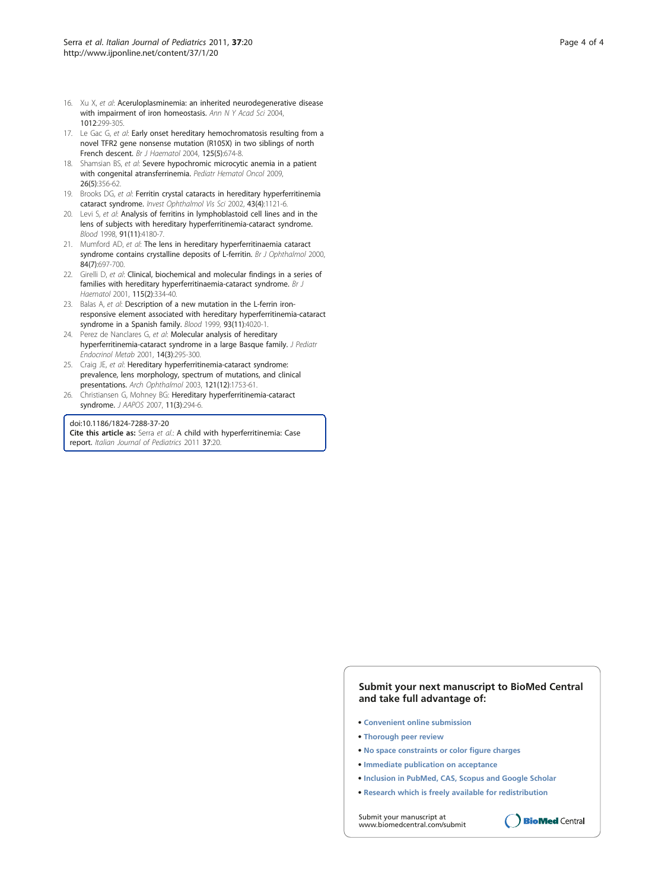16. Xu X, *et al*: Aceruloplasminemia: an inherited neurodegenerative disease with impairment of iron homeostasis. *Ann N Y Acad Sci* 2004, **1012**:299-305.
17. Le Gac G, *et al*: Early onset hereditary hemochromatosis resulting from a novel TFR2 gene nonsense mutation (R105X) in two siblings of north French descent. *Br J Haematol* 2004, **125(5)**:674-8.
18. Shamsian BS, *et al*: Severe hypochromic microcytic anemia in a patient with congenital atransferrinemia. *Pediatr Hematol Oncol* 2009, **26(5)**:356-62.
19. Brooks DG, *et al*: Ferritin crystal cataracts in hereditary hyperferritinemia cataract syndrome. *Invest Ophthalmol Vis Sci* 2002, **43(4)**:1121-6.
20. Levi S, *et al*: Analysis of ferritins in lymphoblastoid cell lines and in the lens of subjects with hereditary hyperferritinemia-cataract syndrome. *Blood* 1998, **91(11)**:4180-7.
21. Mumford AD, *et al*: The lens in hereditary hyperferritinaemia cataract syndrome contains crystalline deposits of L-ferritin. *Br J Ophthalmol* 2000, **84(7)**:697-700.
22. Girelli D, *et al*: Clinical, biochemical and molecular findings in a series of families with hereditary hyperferritinaemia-cataract syndrome. *Br J Haematol* 2001, **115(2)**:334-40.
23. Balas A, *et al*: Description of a new mutation in the L-ferrin iron-responsive element associated with hereditary hyperferritinemia-cataract syndrome in a Spanish family. *Blood* 1999, **93(11)**:4020-1.
24. Perez de Nanclares G, *et al*: Molecular analysis of hereditary hyperferritinemia-cataract syndrome in a large Basque family. *J Pediatr Endocrinol Metab* 2001, **14(3)**:295-300.
25. Craig JE, *et al*: Hereditary hyperferritinemia-cataract syndrome: prevalence, lens morphology, spectrum of mutations, and clinical presentations. *Arch Ophthalmol* 2003, **121(12)**:1753-61.
26. Christiansen G, Mohney BG: Hereditary hyperferritinemia-cataract syndrome. *J AAPOS* 2007, **11(3)**:294-6.

doi:10.1186/1824-7288-37-20

**Cite this article as:** Serra *et al.*: A child with hyperferritinemia: Case report. *Italian Journal of Pediatrics* 2011 **37**:20.

**Submit your next manuscript to BioMed Central and take full advantage of:**

- Convenient online submission
- Thorough peer review
- No space constraints or color figure charges
- Immediate publication on acceptance
- Inclusion in PubMed, CAS, Scopus and Google Scholar
- Research which is freely available for redistribution

Submit your manuscript at
www.biomedcentral.com/submit

BioMed Central